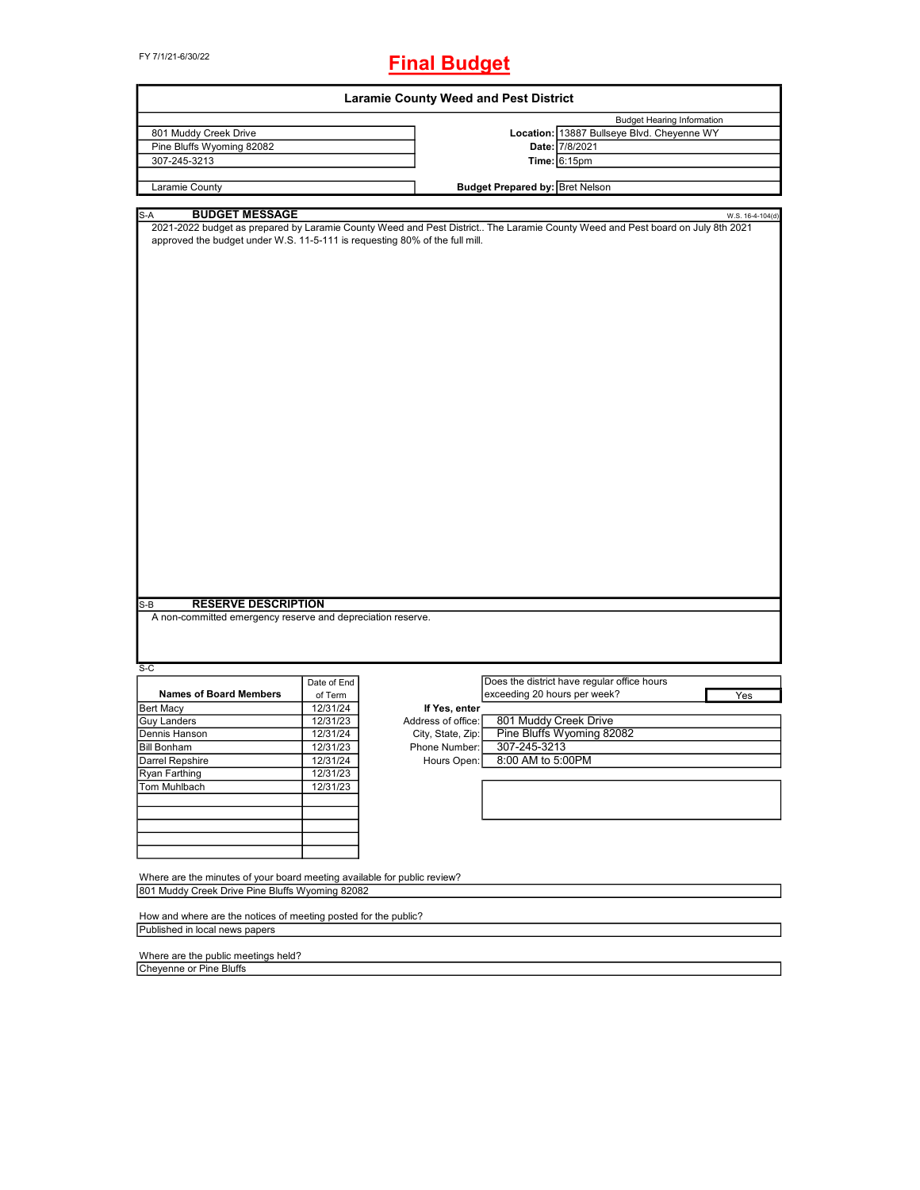FY 7/1/21-6/30/22

# Final Budget

## Laramie County Weed and Pest District

| | | |
|---|---|---|
| 801 Muddy Creek Drive | | Budget Hearing Information |
| Pine Bluffs Wyoming 82082 | **Location:** | 13887 Bullseye Blvd. Cheyenne WY |
| 307-245-3213 | **Date:** | 7/8/2021 |
| | **Time:** | 6:15pm |
| Laramie County | **Budget Prepared by:** | Bret Nelson |

S-A **BUDGET MESSAGE** W.S. 16-4-104(d)

2021-2022 budget as prepared by Laramie County Weed and Pest District.. The Laramie County Weed and Pest board on July 8th 2021 approved the budget under W.S. 11-5-111 is requesting 80% of the full mill.

S-B **RESERVE DESCRIPTION**

A non-committed emergency reserve and depreciation reserve.

S-C

| Names of Board Members | Date of End of Term |
|---|---|
| Bert Macy | 12/31/24 |
| Guy Landers | 12/31/23 |
| Dennis Hanson | 12/31/24 |
| Bill Bonham | 12/31/23 |
| Darrel Repshire | 12/31/24 |
| Ryan Farthing | 12/31/23 |
| Tom Muhlbach | 12/31/23 |

Does the district have regular office hours exceeding 20 hours per week? Yes

**If Yes, enter**

| | |
|---|---|
| Address of office: | 801 Muddy Creek Drive |
| City, State, Zip: | Pine Bluffs Wyoming 82082 |
| Phone Number: | 307-245-3213 |
| Hours Open: | 8:00 AM to 5:00PM |

Where are the minutes of your board meeting available for public review?

801 Muddy Creek Drive Pine Bluffs Wyoming 82082

How and where are the notices of meeting posted for the public?

Published in local news papers

Where are the public meetings held?

Cheyenne or Pine Bluffs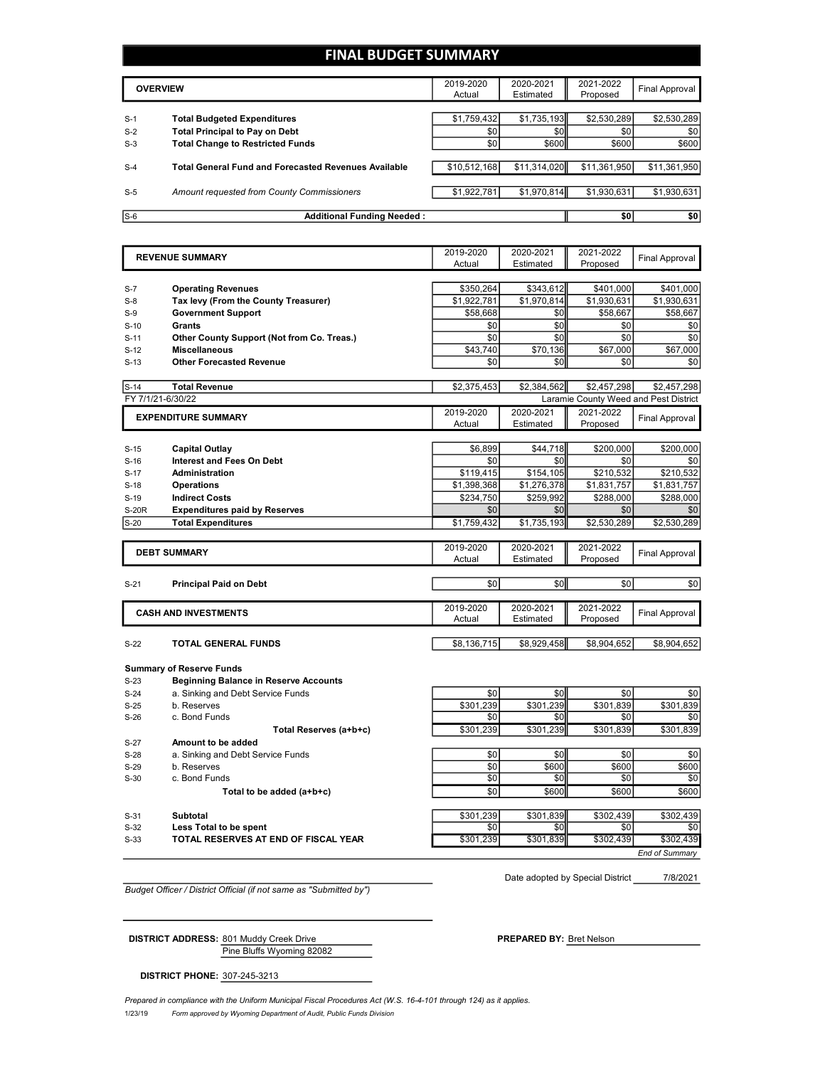# FINAL BUDGET SUMMARY

| | OVERVIEW | 2019-2020 Actual | 2020-2021 Estimated | 2021-2022 Proposed | Final Approval |
|---|---|---|---|---|---|
| S-1 | **Total Budgeted Expenditures** | $1,759,432 | $1,735,193 | $2,530,289 | $2,530,289 |
| S-2 | **Total Principal to Pay on Debt** | $0 | $0 | $0 | $0 |
| S-3 | **Total Change to Restricted Funds** | $0 | $600 | $600 | $600 |
| S-4 | **Total General Fund and Forecasted Revenues Available** | $10,512,168 | $11,314,020 | $11,361,950 | $11,361,950 |
| S-5 | *Amount requested from County Commissioners* | $1,922,781 | $1,970,814 | $1,930,631 | $1,930,631 |
| S-6 | **Additional Funding Needed :** | | | $0 | $0 |

| | REVENUE SUMMARY | 2019-2020 Actual | 2020-2021 Estimated | 2021-2022 Proposed | Final Approval |
|---|---|---|---|---|---|
| S-7 | **Operating Revenues** | $350,264 | $343,612 | $401,000 | $401,000 |
| S-8 | **Tax levy (From the County Treasurer)** | $1,922,781 | $1,970,814 | $1,930,631 | $1,930,631 |
| S-9 | **Government Support** | $58,668 | $0 | $58,667 | $58,667 |
| S-10 | **Grants** | $0 | $0 | $0 | $0 |
| S-11 | **Other County Support (Not from Co. Treas.)** | $0 | $0 | $0 | $0 |
| S-12 | **Miscellaneous** | $43,740 | $70,136 | $67,000 | $67,000 |
| S-13 | **Other Forecasted Revenue** | $0 | $0 | $0 | $0 |
| S-14 | **Total Revenue** | $2,375,453 | $2,384,562 | $2,457,298 | $2,457,298 |

FY 7/1/21-6/30/22 — Laramie County Weed and Pest District

| | EXPENDITURE SUMMARY | 2019-2020 Actual | 2020-2021 Estimated | 2021-2022 Proposed | Final Approval |
|---|---|---|---|---|---|
| S-15 | **Capital Outlay** | $6,899 | $44,718 | $200,000 | $200,000 |
| S-16 | **Interest and Fees On Debt** | $0 | $0 | $0 | $0 |
| S-17 | **Administration** | $119,415 | $154,105 | $210,532 | $210,532 |
| S-18 | **Operations** | $1,398,368 | $1,276,378 | $1,831,757 | $1,831,757 |
| S-19 | **Indirect Costs** | $234,750 | $259,992 | $288,000 | $288,000 |
| S-20R | **Expenditures paid by Reserves** | $0 | $0 | $0 | $0 |
| S-20 | **Total Expenditures** | $1,759,432 | $1,735,193 | $2,530,289 | $2,530,289 |

| | DEBT SUMMARY | 2019-2020 Actual | 2020-2021 Estimated | 2021-2022 Proposed | Final Approval |
|---|---|---|---|---|---|
| S-21 | **Principal Paid on Debt** | $0 | $0 | $0 | $0 |

| | CASH AND INVESTMENTS | 2019-2020 Actual | 2020-2021 Estimated | 2021-2022 Proposed | Final Approval |
|---|---|---|---|---|---|
| S-22 | **TOTAL GENERAL FUNDS** | $8,136,715 | $8,929,458 | $8,904,652 | $8,904,652 |
| | **Summary of Reserve Funds** | | | | |
| S-23 | **Beginning Balance in Reserve Accounts** | | | | |
| S-24 | a. Sinking and Debt Service Funds | $0 | $0 | $0 | $0 |
| S-25 | b. Reserves | $301,239 | $301,239 | $301,839 | $301,839 |
| S-26 | c. Bond Funds | $0 | $0 | $0 | $0 |
| | **Total Reserves (a+b+c)** | $301,239 | $301,239 | $301,839 | $301,839 |
| S-27 | **Amount to be added** | | | | |
| S-28 | a. Sinking and Debt Service Funds | $0 | $0 | $0 | $0 |
| S-29 | b. Reserves | $0 | $600 | $600 | $600 |
| S-30 | c. Bond Funds | $0 | $0 | $0 | $0 |
| | **Total to be added (a+b+c)** | $0 | $600 | $600 | $600 |
| S-31 | **Subtotal** | $301,239 | $301,839 | $302,439 | $302,439 |
| S-32 | **Less Total to be spent** | $0 | $0 | $0 | $0 |
| S-33 | **TOTAL RESERVES AT END OF FISCAL YEAR** | $301,239 | $301,839 | $302,439 | $302,439 |

*End of Summary*

Date adopted by Special District 7/8/2021

*Budget Officer / District Official (if not same as "Submitted by")*

**DISTRICT ADDRESS:** 801 Muddy Creek Drive
Pine Bluffs Wyoming 82082

**PREPARED BY:** Bret Nelson

**DISTRICT PHONE:** 307-245-3213

*Prepared in compliance with the Uniform Municipal Fiscal Procedures Act (W.S. 16-4-101 through 124) as it applies.*

1/23/19 *Form approved by Wyoming Department of Audit, Public Funds Division*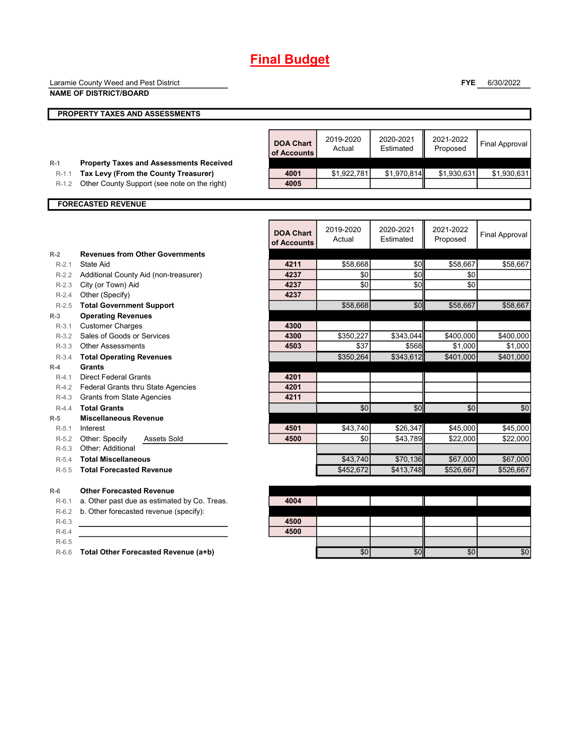# Final Budget

Laramie County Weed and Pest District

**NAME OF DISTRICT/BOARD**

**FYE** 6/30/2022

## PROPERTY TAXES AND ASSESSMENTS

| | | DOA Chart of Accounts | 2019-2020 Actual | 2020-2021 Estimated | 2021-2022 Proposed | Final Approval |
|---|---|---|---|---|---|---|
| R-1 | **Property Taxes and Assessments Received** | | | | | |
| R-1.1 | **Tax Levy (From the County Treasurer)** | 4001 | $1,922,781 | $1,970,814 | $1,930,631 | $1,930,631 |
| R-1.2 | Other County Support (see note on the right) | 4005 | | | | |

## FORECASTED REVENUE

| | | DOA Chart of Accounts | 2019-2020 Actual | 2020-2021 Estimated | 2021-2022 Proposed | Final Approval |
|---|---|---|---|---|---|---|
| R-2 | **Revenues from Other Governments** | | | | | |
| R-2.1 | State Aid | 4211 | $58,668 | $0 | $58,667 | $58,667 |
| R-2.2 | Additional County Aid (non-treasurer) | 4237 | $0 | $0 | $0 | |
| R-2.3 | City (or Town) Aid | 4237 | $0 | $0 | $0 | |
| R-2.4 | Other (Specify) | 4237 | | | | |
| R-2.5 | **Total Government Support** | | $58,668 | $0 | $58,667 | $58,667 |
| R-3 | **Operating Revenues** | | | | | |
| R-3.1 | Customer Charges | 4300 | | | | |
| R-3.2 | Sales of Goods or Services | 4300 | $350,227 | $343,044 | $400,000 | $400,000 |
| R-3.3 | Other Assessments | 4503 | $37 | $568 | $1,000 | $1,000 |
| R-3.4 | **Total Operating Revenues** | | $350,264 | $343,612 | $401,000 | $401,000 |
| R-4 | **Grants** | | | | | |
| R-4.1 | Direct Federal Grants | 4201 | | | | |
| R-4.2 | Federal Grants thru State Agencies | 4201 | | | | |
| R-4.3 | Grants from State Agencies | 4211 | | | | |
| R-4.4 | **Total Grants** | | $0 | $0 | $0 | $0 |
| R-5 | **Miscellaneous Revenue** | | | | | |
| R-5.1 | Interest | 4501 | $43,740 | $26,347 | $45,000 | $45,000 |
| R-5.2 | Other: Specify Assets Sold | 4500 | $0 | $43,789 | $22,000 | $22,000 |
| R-5.3 | Other: Additional | | | | | |
| R-5.4 | **Total Miscellaneous** | | $43,740 | $70,136 | $67,000 | $67,000 |
| R-5.5 | **Total Forecasted Revenue** | | $452,672 | $413,748 | $526,667 | $526,667 |
| R-6 | **Other Forecasted Revenue** | | | | | |
| R-6.1 | a. Other past due as estimated by Co. Treas. | 4004 | | | | |
| R-6.2 | b. Other forecasted revenue (specify): | | | | | |
| R-6.3 | | 4500 | | | | |
| R-6.4 | | 4500 | | | | |
| R-6.5 | | | | | | |
| R-6.6 | **Total Other Forecasted Revenue (a+b)** | | $0 | $0 | $0 | $0 |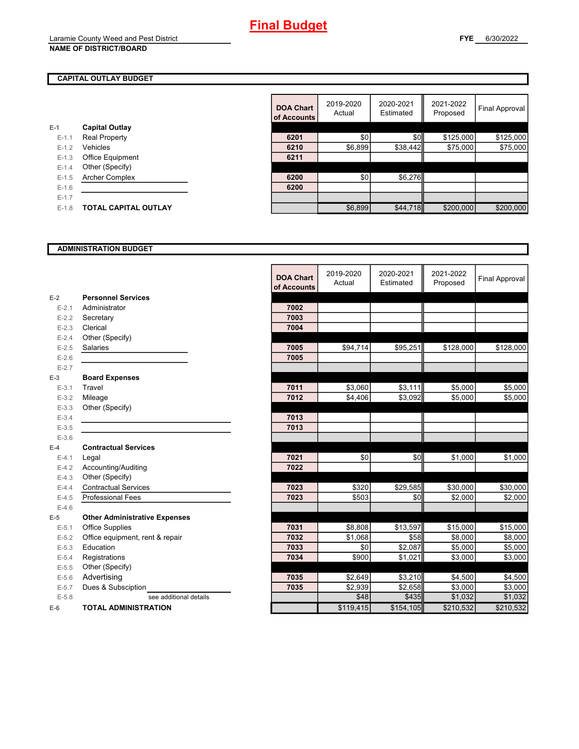# Final Budget

Laramie County Weed and Pest District
**NAME OF DISTRICT/BOARD**

**FYE** 6/30/2022

## CAPITAL OUTLAY BUDGET

| | | DOA Chart of Accounts | 2019-2020 Actual | 2020-2021 Estimated | 2021-2022 Proposed | Final Approval |
|---|---|---|---|---|---|---|
| E-1 | **Capital Outlay** | | | | | |
| E-1.1 | Real Property | 6201 | $0 | $0 | $125,000 | $125,000 |
| E-1.2 | Vehicles | 6210 | $6,899 | $38,442 | $75,000 | $75,000 |
| E-1.3 | Office Equipment | 6211 | | | | |
| E-1.4 | Other (Specify) | | | | | |
| E-1.5 | Archer Complex | 6200 | $0 | $6,276 | | |
| E-1.6 | | 6200 | | | | |
| E-1.7 | | | | | | |
| E-1.8 | **TOTAL CAPITAL OUTLAY** | | $6,899 | $44,718 | $200,000 | $200,000 |

## ADMINISTRATION BUDGET

| | | DOA Chart of Accounts | 2019-2020 Actual | 2020-2021 Estimated | 2021-2022 Proposed | Final Approval |
|---|---|---|---|---|---|---|
| E-2 | **Personnel Services** | | | | | |
| E-2.1 | Administrator | 7002 | | | | |
| E-2.2 | Secretary | 7003 | | | | |
| E-2.3 | Clerical | 7004 | | | | |
| E-2.4 | Other (Specify) | | | | | |
| E-2.5 | Salaries | 7005 | $94,714 | $95,251 | $128,000 | $128,000 |
| E-2.6 | | 7005 | | | | |
| E-2.7 | | | | | | |
| E-3 | **Board Expenses** | | | | | |
| E-3.1 | Travel | 7011 | $3,060 | $3,111 | $5,000 | $5,000 |
| E-3.2 | Mileage | 7012 | $4,406 | $3,092 | $5,000 | $5,000 |
| E-3.3 | Other (Specify) | | | | | |
| E-3.4 | | 7013 | | | | |
| E-3.5 | | 7013 | | | | |
| E-3.6 | | | | | | |
| E-4 | **Contractual Services** | | | | | |
| E-4.1 | Legal | 7021 | $0 | $0 | $1,000 | $1,000 |
| E-4.2 | Accounting/Auditing | 7022 | | | | |
| E-4.3 | Other (Specify) | | | | | |
| E-4.4 | Contractual Services | 7023 | $320 | $29,585 | $30,000 | $30,000 |
| E-4.5 | Professional Fees | 7023 | $503 | $0 | $2,000 | $2,000 |
| E-4.6 | | | | | | |
| E-5 | **Other Administrative Expenses** | | | | | |
| E-5.1 | Office Supplies | 7031 | $8,808 | $13,597 | $15,000 | $15,000 |
| E-5.2 | Office equipment, rent & repair | 7032 | $1,068 | $58 | $8,000 | $8,000 |
| E-5.3 | Education | 7033 | $0 | $2,087 | $5,000 | $5,000 |
| E-5.4 | Registrations | 7034 | $900 | $1,021 | $3,000 | $3,000 |
| E-5.5 | Other (Specify) | | | | | |
| E-5.6 | Advertising | 7035 | $2,649 | $3,210 | $4,500 | $4,500 |
| E-5.7 | Dues & Subsciption | 7035 | $2,939 | $2,658 | $3,000 | $3,000 |
| E-5.8 | see additional details | | $48 | $435 | $1,032 | $1,032 |
| E-6 | **TOTAL ADMINISTRATION** | | $119,415 | $154,105 | $210,532 | $210,532 |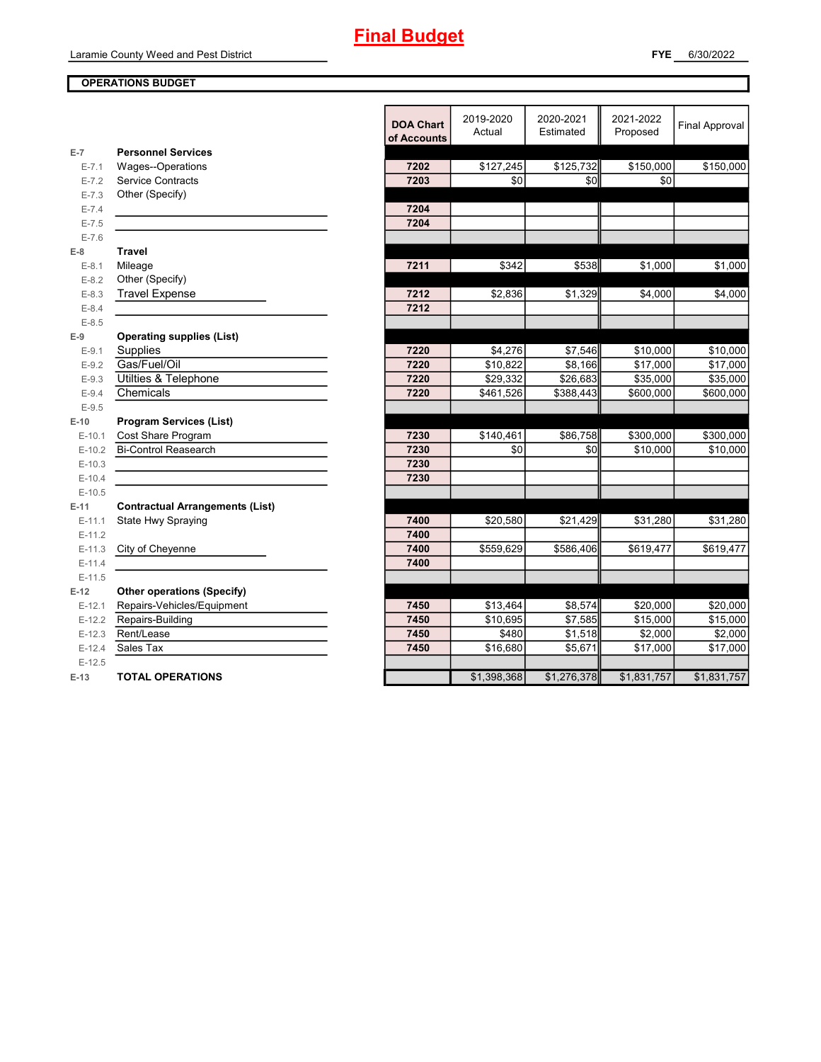# Final Budget

Laramie County Weed and Pest District

**FYE** 6/30/2022

**OPERATIONS BUDGET**

| | | DOA Chart of Accounts | 2019-2020 Actual | 2020-2021 Estimated | 2021-2022 Proposed | Final Approval |
|---|---|---|---|---|---|---|
| **E-7** | **Personnel Services** | | | | | |
| E-7.1 | Wages--Operations | 7202 | $127,245 | $125,732 | $150,000 | $150,000 |
| E-7.2 | Service Contracts | 7203 | $0 | $0 | $0 | |
| E-7.3 | Other (Specify) | | | | | |
| E-7.4 | | 7204 | | | | |
| E-7.5 | | 7204 | | | | |
| E-7.6 | | | | | | |
| **E-8** | **Travel** | | | | | |
| E-8.1 | Mileage | 7211 | $342 | $538 | $1,000 | $1,000 |
| E-8.2 | Other (Specify) | | | | | |
| E-8.3 | Travel Expense | 7212 | $2,836 | $1,329 | $4,000 | $4,000 |
| E-8.4 | | 7212 | | | | |
| E-8.5 | | | | | | |
| **E-9** | **Operating supplies (List)** | | | | | |
| E-9.1 | Supplies | 7220 | $4,276 | $7,546 | $10,000 | $10,000 |
| E-9.2 | Gas/Fuel/Oil | 7220 | $10,822 | $8,166 | $17,000 | $17,000 |
| E-9.3 | Utilties & Telephone | 7220 | $29,332 | $26,683 | $35,000 | $35,000 |
| E-9.4 | Chemicals | 7220 | $461,526 | $388,443 | $600,000 | $600,000 |
| E-9.5 | | | | | | |
| **E-10** | **Program Services (List)** | | | | | |
| E-10.1 | Cost Share Program | 7230 | $140,461 | $86,758 | $300,000 | $300,000 |
| E-10.2 | Bi-Control Reasearch | 7230 | $0 | $0 | $10,000 | $10,000 |
| E-10.3 | | 7230 | | | | |
| E-10.4 | | 7230 | | | | |
| E-10.5 | | | | | | |
| **E-11** | **Contractual Arrangements (List)** | | | | | |
| E-11.1 | State Hwy Spraying | 7400 | $20,580 | $21,429 | $31,280 | $31,280 |
| E-11.2 | | 7400 | | | | |
| E-11.3 | City of Cheyenne | 7400 | $559,629 | $586,406 | $619,477 | $619,477 |
| E-11.4 | | 7400 | | | | |
| E-11.5 | | | | | | |
| **E-12** | **Other operations (Specify)** | | | | | |
| E-12.1 | Repairs-Vehicles/Equipment | 7450 | $13,464 | $8,574 | $20,000 | $20,000 |
| E-12.2 | Repairs-Building | 7450 | $10,695 | $7,585 | $15,000 | $15,000 |
| E-12.3 | Rent/Lease | 7450 | $480 | $1,518 | $2,000 | $2,000 |
| E-12.4 | Sales Tax | 7450 | $16,680 | $5,671 | $17,000 | $17,000 |
| E-12.5 | | | | | | |
| **E-13** | **TOTAL OPERATIONS** | | $1,398,368 | $1,276,378 | $1,831,757 | $1,831,757 |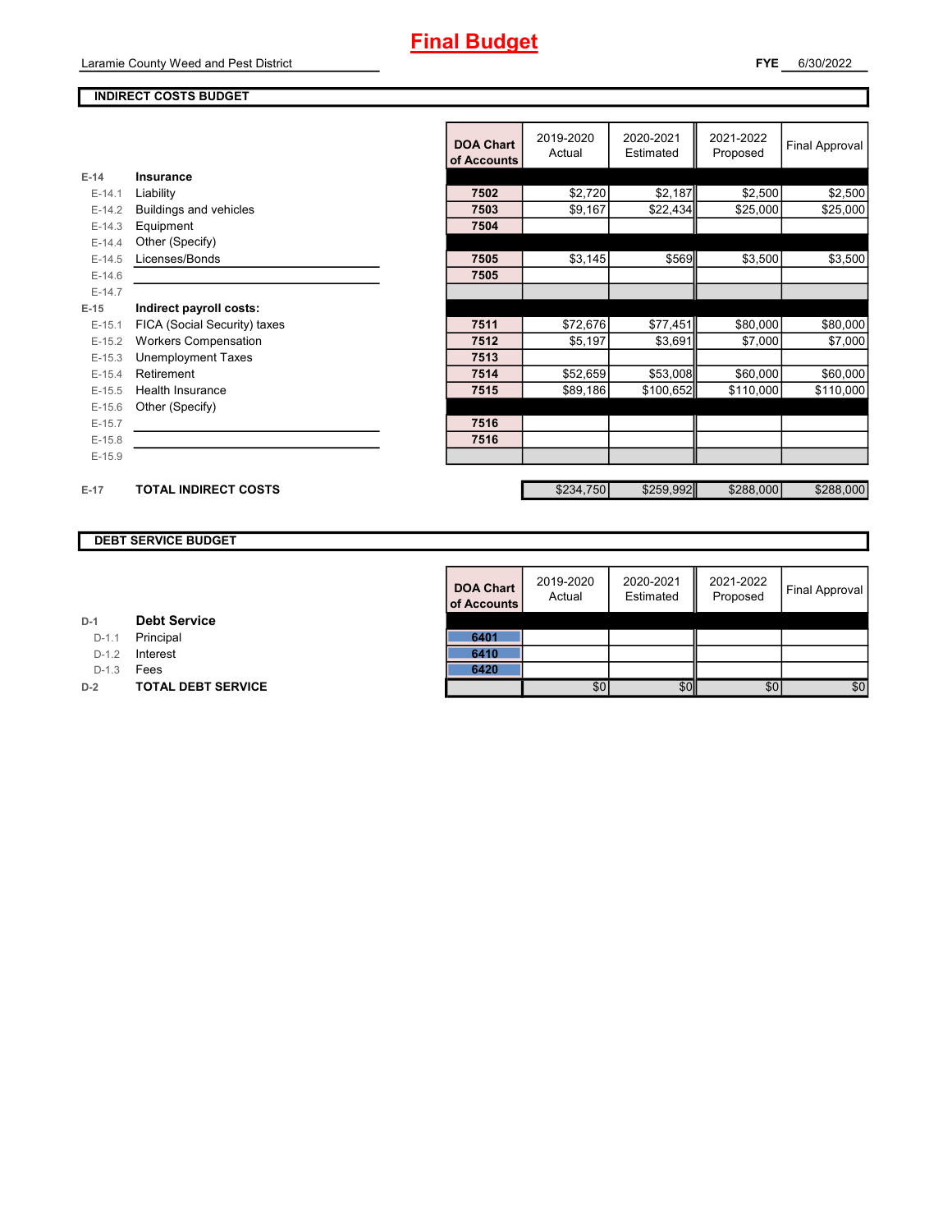# Final Budget

Laramie County Weed and Pest District

**FYE** 6/30/2022

## INDIRECT COSTS BUDGET

| | | DOA Chart of Accounts | 2019-2020 Actual | 2020-2021 Estimated | 2021-2022 Proposed | Final Approval |
|---|---|---|---|---|---|---|
| E-14 | **Insurance** | | | | | |
| E-14.1 | Liability | 7502 | $2,720 | $2,187 | $2,500 | $2,500 |
| E-14.2 | Buildings and vehicles | 7503 | $9,167 | $22,434 | $25,000 | $25,000 |
| E-14.3 | Equipment | 7504 | | | | |
| E-14.4 | Other (Specify) | | | | | |
| E-14.5 | Licenses/Bonds | 7505 | $3,145 | $569 | $3,500 | $3,500 |
| E-14.6 | | 7505 | | | | |
| E-14.7 | | | | | | |
| E-15 | **Indirect payroll costs:** | | | | | |
| E-15.1 | FICA (Social Security) taxes | 7511 | $72,676 | $77,451 | $80,000 | $80,000 |
| E-15.2 | Workers Compensation | 7512 | $5,197 | $3,691 | $7,000 | $7,000 |
| E-15.3 | Unemployment Taxes | 7513 | | | | |
| E-15.4 | Retirement | 7514 | $52,659 | $53,008 | $60,000 | $60,000 |
| E-15.5 | Health Insurance | 7515 | $89,186 | $100,652 | $110,000 | $110,000 |
| E-15.6 | Other (Specify) | | | | | |
| E-15.7 | | 7516 | | | | |
| E-15.8 | | 7516 | | | | |
| E-15.9 | | | | | | |
| E-17 | **TOTAL INDIRECT COSTS** | | $234,750 | $259,992 | $288,000 | $288,000 |

## DEBT SERVICE BUDGET

| | | DOA Chart of Accounts | 2019-2020 Actual | 2020-2021 Estimated | 2021-2022 Proposed | Final Approval |
|---|---|---|---|---|---|---|
| D-1 | **Debt Service** | | | | | |
| D-1.1 | Principal | 6401 | | | | |
| D-1.2 | Interest | 6410 | | | | |
| D-1.3 | Fees | 6420 | | | | |
| D-2 | **TOTAL DEBT SERVICE** | | $0 | $0 | $0 | $0 |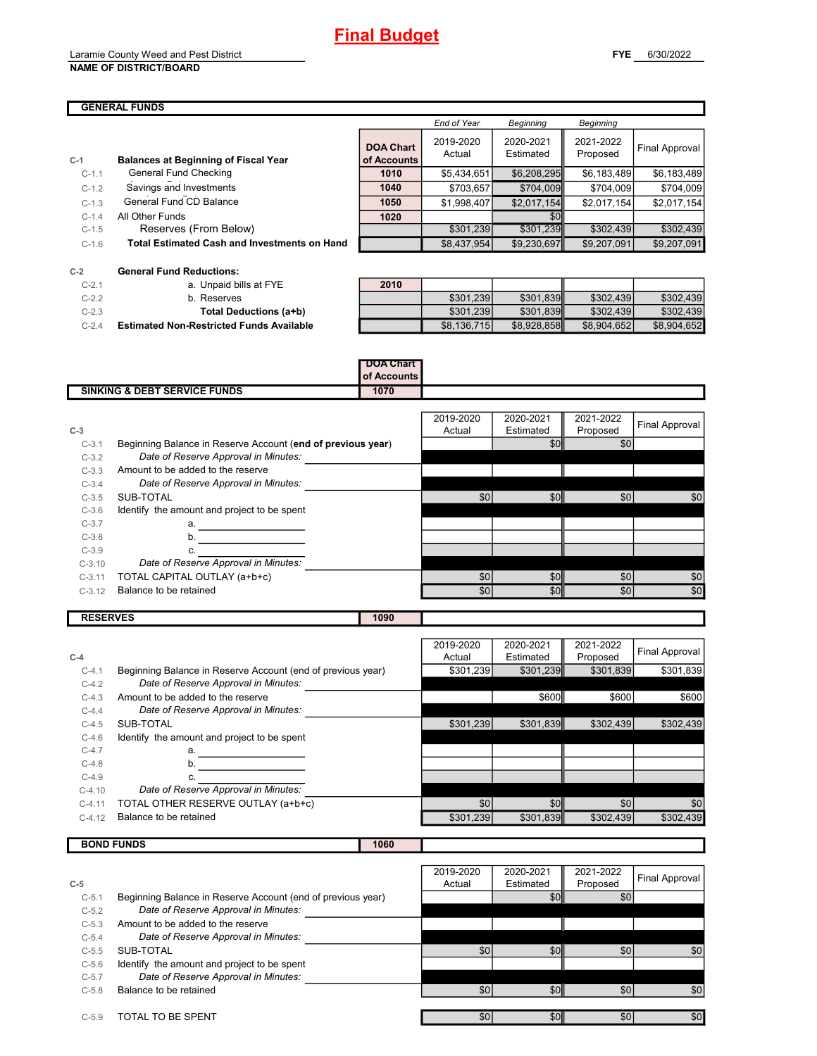# Final Budget

Laramie County Weed and Pest District
**NAME OF DISTRICT/BOARD**

**FYE** 6/30/2022

## GENERAL FUNDS

| | | DOA Chart of Accounts | End of Year 2019-2020 Actual | Beginning 2020-2021 Estimated | Beginning 2021-2022 Proposed | Final Approval |
|---|---|---|---|---|---|---|
| C-1 | **Balances at Beginning of Fiscal Year** | | | | | |
| C-1.1 | General Fund Checking | 1010 | $5,434,651 | $6,208,295 | $6,183,489 | $6,183,489 |
| C-1.2 | Savings and Investments | 1040 | $703,657 | $704,009 | $704,009 | $704,009 |
| C-1.3 | General Fund CD Balance | 1050 | $1,998,407 | $2,017,154 | $2,017,154 | $2,017,154 |
| C-1.4 | All Other Funds | 1020 | | $0 | | |
| C-1.5 | Reserves (From Below) | | $301,239 | $301,239 | $302,439 | $302,439 |
| C-1.6 | **Total Estimated Cash and Investments on Hand** | | $8,437,954 | $9,230,697 | $9,207,091 | $9,207,091 |
| C-2 | **General Fund Reductions:** | | | | | |
| C-2.1 | a. Unpaid bills at FYE | 2010 | | | | |
| C-2.2 | b. Reserves | | $301,239 | $301,839 | $302,439 | $302,439 |
| C-2.3 | **Total Deductions (a+b)** | | $301,239 | $301,839 | $302,439 | $302,439 |
| C-2.4 | **Estimated Non-Restricted Funds Available** | | $8,136,715 | $8,928,858 | $8,904,652 | $8,904,652 |

## SINKING & DEBT SERVICE FUNDS — DOA Chart of Accounts 1070

| | | 2019-2020 Actual | 2020-2021 Estimated | 2021-2022 Proposed | Final Approval |
|---|---|---|---|---|---|
| C-3 | | | | | |
| C-3.1 | Beginning Balance in Reserve Account (**end of previous year**) | | $0 | $0 | |
| C-3.2 | *Date of Reserve Approval in Minutes:* | | | | |
| C-3.3 | Amount to be added to the reserve | | | | |
| C-3.4 | *Date of Reserve Approval in Minutes:* | | | | |
| C-3.5 | SUB-TOTAL | $0 | $0 | $0 | $0 |
| C-3.6 | Identify the amount and project to be spent | | | | |
| C-3.7 | a. | | | | |
| C-3.8 | b. | | | | |
| C-3.9 | c. | | | | |
| C-3.10 | *Date of Reserve Approval in Minutes:* | | | | |
| C-3.11 | TOTAL CAPITAL OUTLAY (a+b+c) | $0 | $0 | $0 | $0 |
| C-3.12 | Balance to be retained | $0 | $0 | $0 | $0 |

## RESERVES — 1090

| | | 2019-2020 Actual | 2020-2021 Estimated | 2021-2022 Proposed | Final Approval |
|---|---|---|---|---|---|
| C-4 | | | | | |
| C-4.1 | Beginning Balance in Reserve Account (end of previous year) | $301,239 | $301,239 | $301,839 | $301,839 |
| C-4.2 | *Date of Reserve Approval in Minutes:* | | | | |
| C-4.3 | Amount to be added to the reserve | | $600 | $600 | $600 |
| C-4.4 | *Date of Reserve Approval in Minutes:* | | | | |
| C-4.5 | SUB-TOTAL | $301,239 | $301,839 | $302,439 | $302,439 |
| C-4.6 | Identify the amount and project to be spent | | | | |
| C-4.7 | a. | | | | |
| C-4.8 | b. | | | | |
| C-4.9 | c. | | | | |
| C-4.10 | *Date of Reserve Approval in Minutes:* | | | | |
| C-4.11 | TOTAL OTHER RESERVE OUTLAY (a+b+c) | $0 | $0 | $0 | $0 |
| C-4.12 | Balance to be retained | $301,239 | $301,839 | $302,439 | $302,439 |

## BOND FUNDS — 1060

| | | 2019-2020 Actual | 2020-2021 Estimated | 2021-2022 Proposed | Final Approval |
|---|---|---|---|---|---|
| C-5 | | | | | |
| C-5.1 | Beginning Balance in Reserve Account (end of previous year) | | $0 | $0 | |
| C-5.2 | *Date of Reserve Approval in Minutes:* | | | | |
| C-5.3 | Amount to be added to the reserve | | | | |
| C-5.4 | *Date of Reserve Approval in Minutes:* | | | | |
| C-5.5 | SUB-TOTAL | $0 | $0 | $0 | $0 |
| C-5.6 | Identify the amount and project to be spent | | | | |
| C-5.7 | *Date of Reserve Approval in Minutes:* | | | | |
| C-5.8 | Balance to be retained | $0 | $0 | $0 | $0 |
| C-5.9 | TOTAL TO BE SPENT | $0 | $0 | $0 | $0 |